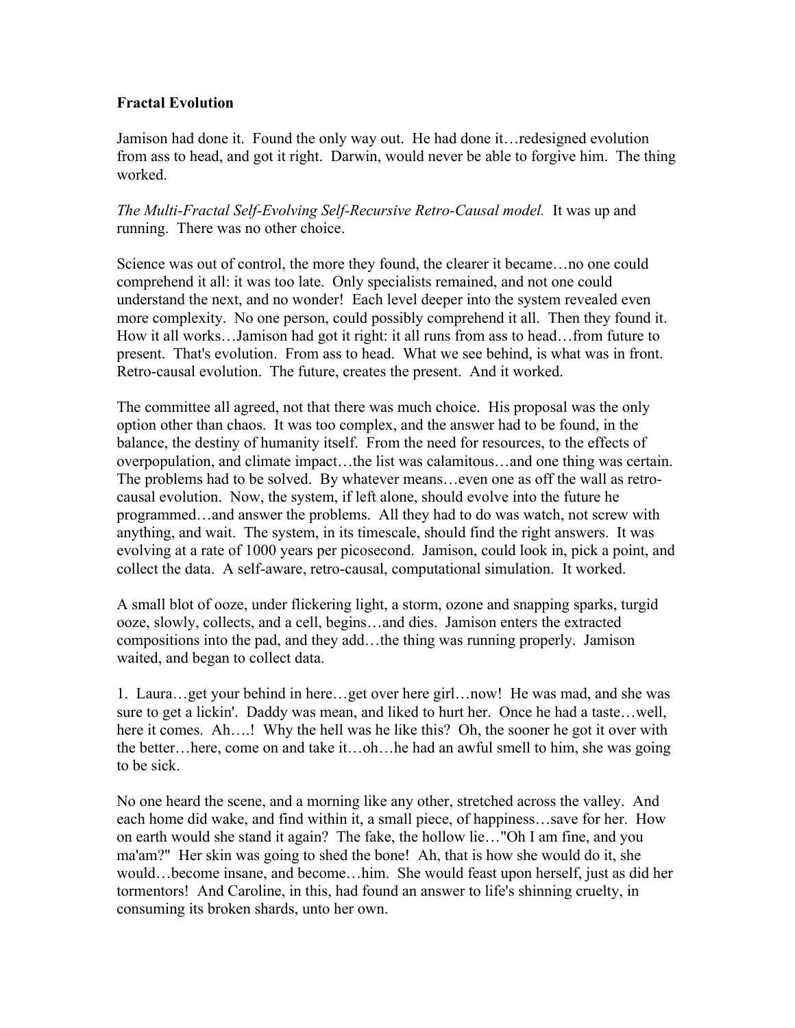**Fractal Evolution**

Jamison had done it. Found the only way out. He had done it…redesigned evolution from ass to head, and got it right. Darwin, would never be able to forgive him. The thing worked.

*The Multi-Fractal Self-Evolving Self-Recursive Retro-Causal model.* It was up and running. There was no other choice.

Science was out of control, the more they found, the clearer it became…no one could comprehend it all: it was too late. Only specialists remained, and not one could understand the next, and no wonder! Each level deeper into the system revealed even more complexity. No one person, could possibly comprehend it all. Then they found it. How it all works…Jamison had got it right: it all runs from ass to head…from future to present. That's evolution. From ass to head. What we see behind, is what was in front. Retro-causal evolution. The future, creates the present. And it worked.

The committee all agreed, not that there was much choice. His proposal was the only option other than chaos. It was too complex, and the answer had to be found, in the balance, the destiny of humanity itself. From the need for resources, to the effects of overpopulation, and climate impact…the list was calamitous…and one thing was certain. The problems had to be solved. By whatever means…even one as off the wall as retro-causal evolution. Now, the system, if left alone, should evolve into the future he programmed…and answer the problems. All they had to do was watch, not screw with anything, and wait. The system, in its timescale, should find the right answers. It was evolving at a rate of 1000 years per picosecond. Jamison, could look in, pick a point, and collect the data. A self-aware, retro-causal, computational simulation. It worked.

A small blot of ooze, under flickering light, a storm, ozone and snapping sparks, turgid ooze, slowly, collects, and a cell, begins…and dies. Jamison enters the extracted compositions into the pad, and they add…the thing was running properly. Jamison waited, and began to collect data.

1. Laura…get your behind in here…get over here girl…now! He was mad, and she was sure to get a lickin'. Daddy was mean, and liked to hurt her. Once he had a taste…well, here it comes. Ah….! Why the hell was he like this? Oh, the sooner he got it over with the better…here, come on and take it…oh…he had an awful smell to him, she was going to be sick.

No one heard the scene, and a morning like any other, stretched across the valley. And each home did wake, and find within it, a small piece, of happiness…save for her. How on earth would she stand it again? The fake, the hollow lie…"Oh I am fine, and you ma'am?" Her skin was going to shed the bone! Ah, that is how she would do it, she would…become insane, and become…him. She would feast upon herself, just as did her tormentors! And Caroline, in this, had found an answer to life's shinning cruelty, in consuming its broken shards, unto her own.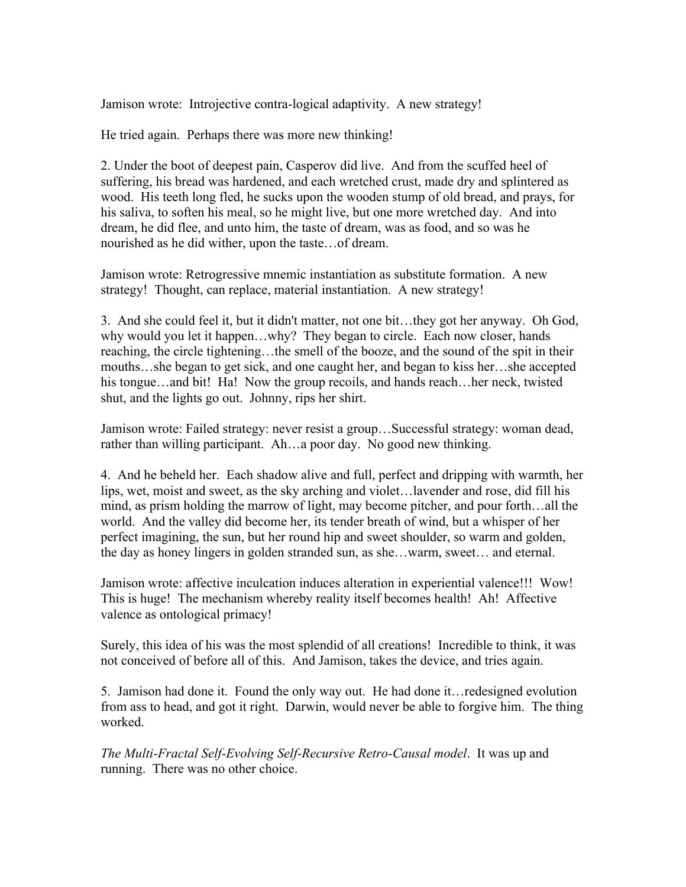Jamison wrote: Introjective contra-logical adaptivity. A new strategy!

He tried again. Perhaps there was more new thinking!

2. Under the boot of deepest pain, Casperov did live. And from the scuffed heel of suffering, his bread was hardened, and each wretched crust, made dry and splintered as wood. His teeth long fled, he sucks upon the wooden stump of old bread, and prays, for his saliva, to soften his meal, so he might live, but one more wretched day. And into dream, he did flee, and unto him, the taste of dream, was as food, and so was he nourished as he did wither, upon the taste…of dream.

Jamison wrote: Retrogressive mnemic instantiation as substitute formation. A new strategy! Thought, can replace, material instantiation. A new strategy!

3. And she could feel it, but it didn't matter, not one bit…they got her anyway. Oh God, why would you let it happen…why? They began to circle. Each now closer, hands reaching, the circle tightening…the smell of the booze, and the sound of the spit in their mouths…she began to get sick, and one caught her, and began to kiss her…she accepted his tongue…and bit! Ha! Now the group recoils, and hands reach…her neck, twisted shut, and the lights go out. Johnny, rips her shirt.

Jamison wrote: Failed strategy: never resist a group…Successful strategy: woman dead, rather than willing participant. Ah…a poor day. No good new thinking.

4. And he beheld her. Each shadow alive and full, perfect and dripping with warmth, her lips, wet, moist and sweet, as the sky arching and violet…lavender and rose, did fill his mind, as prism holding the marrow of light, may become pitcher, and pour forth…all the world. And the valley did become her, its tender breath of wind, but a whisper of her perfect imagining, the sun, but her round hip and sweet shoulder, so warm and golden, the day as honey lingers in golden stranded sun, as she…warm, sweet… and eternal.

Jamison wrote: affective inculcation induces alteration in experiential valence!!! Wow! This is huge! The mechanism whereby reality itself becomes health! Ah! Affective valence as ontological primacy!

Surely, this idea of his was the most splendid of all creations! Incredible to think, it was not conceived of before all of this. And Jamison, takes the device, and tries again.

5. Jamison had done it. Found the only way out. He had done it…redesigned evolution from ass to head, and got it right. Darwin, would never be able to forgive him. The thing worked.

*The Multi-Fractal Self-Evolving Self-Recursive Retro-Causal model*. It was up and running. There was no other choice.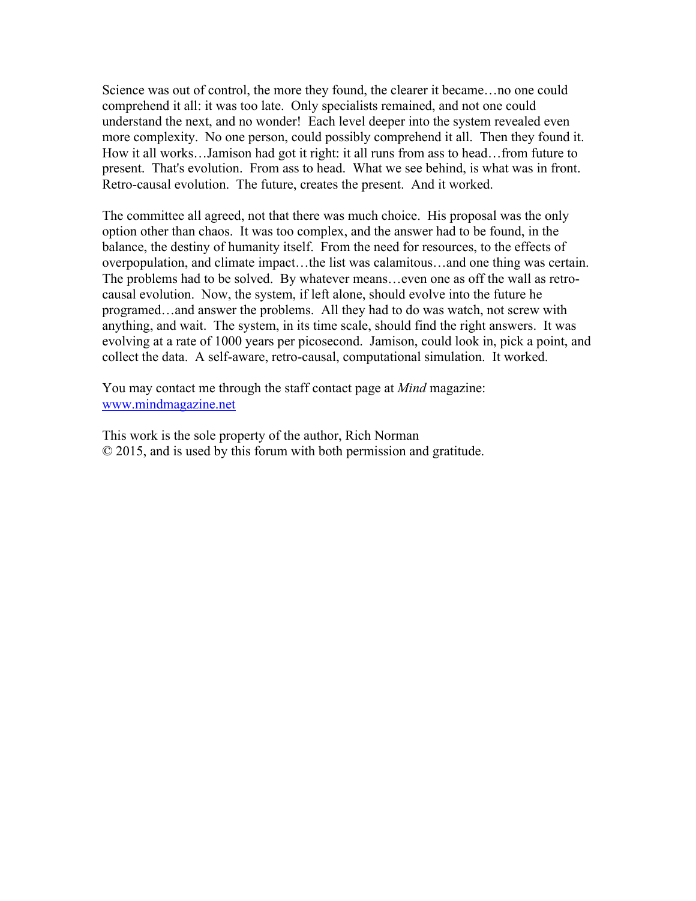Science was out of control, the more they found, the clearer it became…no one could comprehend it all: it was too late. Only specialists remained, and not one could understand the next, and no wonder! Each level deeper into the system revealed even more complexity. No one person, could possibly comprehend it all. Then they found it. How it all works…Jamison had got it right: it all runs from ass to head…from future to present. That's evolution. From ass to head. What we see behind, is what was in front. Retro-causal evolution. The future, creates the present. And it worked.

The committee all agreed, not that there was much choice. His proposal was the only option other than chaos. It was too complex, and the answer had to be found, in the balance, the destiny of humanity itself. From the need for resources, to the effects of overpopulation, and climate impact…the list was calamitous…and one thing was certain. The problems had to be solved. By whatever means…even one as off the wall as retro-causal evolution. Now, the system, if left alone, should evolve into the future he programed…and answer the problems. All they had to do was watch, not screw with anything, and wait. The system, in its time scale, should find the right answers. It was evolving at a rate of 1000 years per picosecond. Jamison, could look in, pick a point, and collect the data. A self-aware, retro-causal, computational simulation. It worked.

You may contact me through the staff contact page at *Mind* magazine: [www.mindmagazine.net](http://www.mindmagazine.net)

This work is the sole property of the author, Rich Norman
© 2015, and is used by this forum with both permission and gratitude.